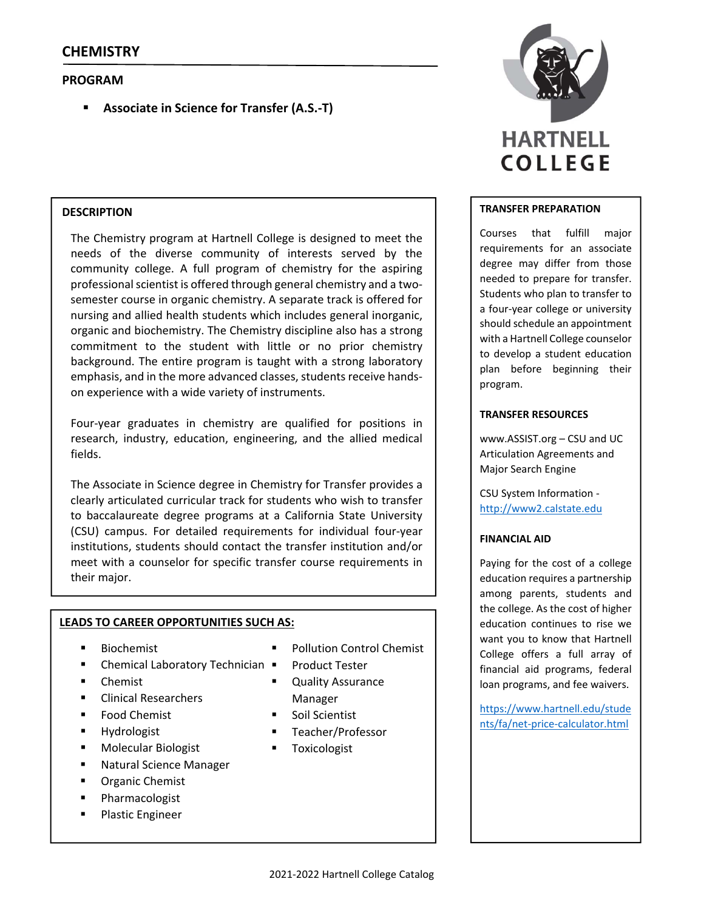# CHEMISTRY

## PROGRAM

- **Associate in Science for Transfer (A.S.-T)**

HARTNELL COLLEGE

### DESCRIPTION

The Chemistry program at Hartnell College is designed to meet the needs of the diverse community of interests served by the community college. A full program of chemistry for the aspiring professional scientist is offered through general chemistry and a two-semester course in organic chemistry. A separate track is offered for nursing and allied health students which includes general inorganic, organic and biochemistry. The Chemistry discipline also has a strong commitment to the student with little or no prior chemistry background. The entire program is taught with a strong laboratory emphasis, and in the more advanced classes, students receive hands-on experience with a wide variety of instruments.

Four-year graduates in chemistry are qualified for positions in research, industry, education, engineering, and the allied medical fields.

The Associate in Science degree in Chemistry for Transfer provides a clearly articulated curricular track for students who wish to transfer to baccalaureate degree programs at a California State University (CSU) campus. For detailed requirements for individual four-year institutions, students should contact the transfer institution and/or meet with a counselor for specific transfer course requirements in their major.

### LEADS TO CAREER OPPORTUNITIES SUCH AS:

- Biochemist
- Chemical Laboratory Technician
- Chemist
- Clinical Researchers
- Food Chemist
- Hydrologist
- Molecular Biologist
- Natural Science Manager
- Organic Chemist
- Pharmacologist
- Plastic Engineer
- Pollution Control Chemist
- Product Tester
- Quality Assurance Manager
- Soil Scientist
- Teacher/Professor
- Toxicologist

### TRANSFER PREPARATION

Courses that fulfill major requirements for an associate degree may differ from those needed to prepare for transfer. Students who plan to transfer to a four-year college or university should schedule an appointment with a Hartnell College counselor to develop a student education plan before beginning their program.

### TRANSFER RESOURCES

www.ASSIST.org – CSU and UC Articulation Agreements and Major Search Engine

CSU System Information - http://www2.calstate.edu

### FINANCIAL AID

Paying for the cost of a college education requires a partnership among parents, students and the college. As the cost of higher education continues to rise we want you to know that Hartnell College offers a full array of financial aid programs, federal loan programs, and fee waivers.

https://www.hartnell.edu/students/fa/net-price-calculator.html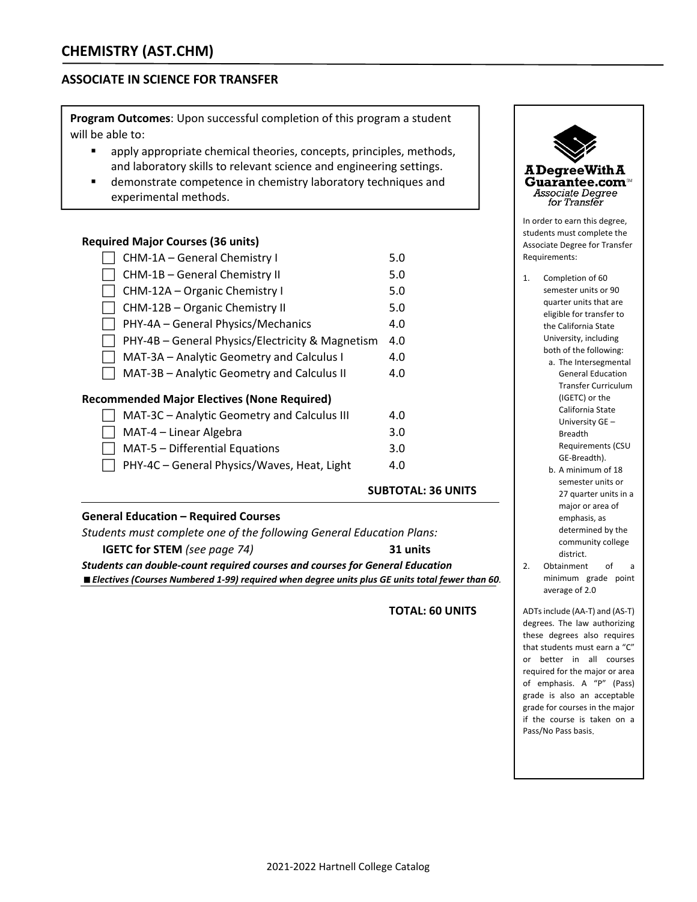# CHEMISTRY (AST.CHM)

## ASSOCIATE IN SCIENCE FOR TRANSFER

**Program Outcomes**: Upon successful completion of this program a student will be able to:

- apply appropriate chemical theories, concepts, principles, methods, and laboratory skills to relevant science and engineering settings.
- demonstrate competence in chemistry laboratory techniques and experimental methods.

### Required Major Courses (36 units)

| | |
|---|---|
| ☐ CHM-1A – General Chemistry I | 5.0 |
| ☐ CHM-1B – General Chemistry II | 5.0 |
| ☐ CHM-12A – Organic Chemistry I | 5.0 |
| ☐ CHM-12B – Organic Chemistry II | 5.0 |
| ☐ PHY-4A – General Physics/Mechanics | 4.0 |
| ☐ PHY-4B – General Physics/Electricity & Magnetism | 4.0 |
| ☐ MAT-3A – Analytic Geometry and Calculus I | 4.0 |
| ☐ MAT-3B – Analytic Geometry and Calculus II | 4.0 |

### Recommended Major Electives (None Required)

| | |
|---|---|
| ☐ MAT-3C – Analytic Geometry and Calculus III | 4.0 |
| ☐ MAT-4 – Linear Algebra | 3.0 |
| ☐ MAT-5 – Differential Equations | 3.0 |
| ☐ PHY-4C – General Physics/Waves, Heat, Light | 4.0 |

**SUBTOTAL: 36 UNITS**

### General Education – Required Courses

*Students must complete one of the following General Education Plans:*

**IGETC for STEM** *(see page 74)* **31 units**

***Students can double-count required courses and courses for General Education***

■ ***Electives (Courses Numbered 1-99) required when degree units plus GE units total fewer than 60.***

**TOTAL: 60 UNITS**

---

**A Degree With A Guarantee.com**
*Associate Degree for Transfer*

In order to earn this degree, students must complete the Associate Degree for Transfer Requirements:

1. Completion of 60 semester units or 90 quarter units that are eligible for transfer to the California State University, including both of the following:
   a. The Intersegmental General Education Transfer Curriculum (IGETC) or the California State University GE – Breadth Requirements (CSU GE-Breadth).
   b. A minimum of 18 semester units or 27 quarter units in a major or area of emphasis, as determined by the community college district.
2. Obtainment of a minimum grade point average of 2.0

ADTs include (AA-T) and (AS-T) degrees. The law authorizing these degrees also requires that students must earn a "C" or better in all courses required for the major or area of emphasis. A "P" (Pass) grade is also an acceptable grade for courses in the major if the course is taken on a Pass/No Pass basis.